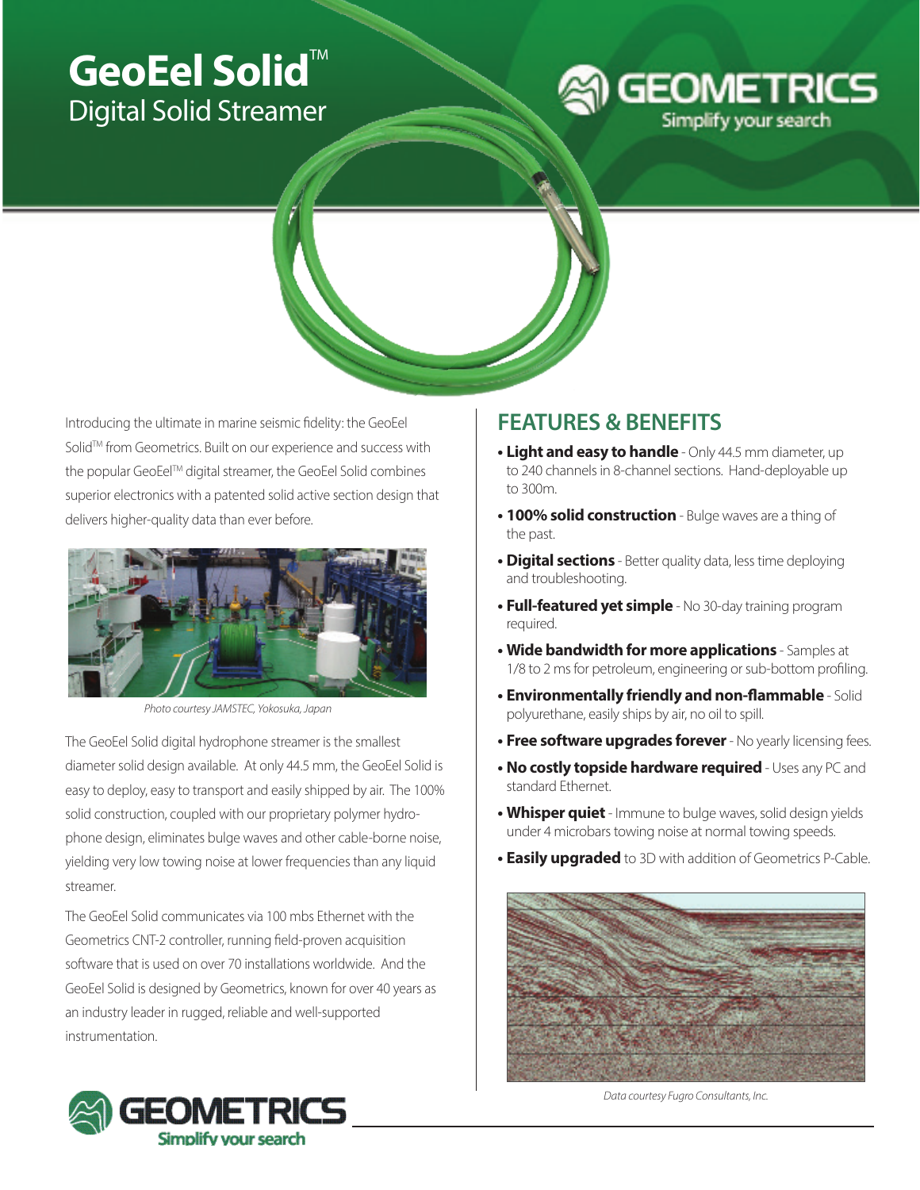# GeoEel Solid™

## Digital Solid Streamer

GEOMETRICS
Simplify your search

Introducing the ultimate in marine seismic fidelity: the GeoEel Solid™ from Geometrics. Built on our experience and success with the popular GeoEel™ digital streamer, the GeoEel Solid combines superior electronics with a patented solid active section design that delivers higher-quality data than ever before.

*Photo courtesy JAMSTEC, Yokosuka, Japan*

The GeoEel Solid digital hydrophone streamer is the smallest diameter solid design available. At only 44.5 mm, the GeoEel Solid is easy to deploy, easy to transport and easily shipped by air. The 100% solid construction, coupled with our proprietary polymer hydrophone design, eliminates bulge waves and other cable-borne noise, yielding very low towing noise at lower frequencies than any liquid streamer.

The GeoEel Solid communicates via 100 mbs Ethernet with the Geometrics CNT-2 controller, running field-proven acquisition software that is used on over 70 installations worldwide. And the GeoEel Solid is designed by Geometrics, known for over 40 years as an industry leader in rugged, reliable and well-supported instrumentation.

## FEATURES & BENEFITS

- **Light and easy to handle** - Only 44.5 mm diameter, up to 240 channels in 8-channel sections. Hand-deployable up to 300m.
- **100% solid construction** - Bulge waves are a thing of the past.
- **Digital sections** - Better quality data, less time deploying and troubleshooting.
- **Full-featured yet simple** - No 30-day training program required.
- **Wide bandwidth for more applications** - Samples at 1/8 to 2 ms for petroleum, engineering or sub-bottom profiling.
- **Environmentally friendly and non-flammable** - Solid polyurethane, easily ships by air, no oil to spill.
- **Free software upgrades forever** - No yearly licensing fees.
- **No costly topside hardware required** - Uses any PC and standard Ethernet.
- **Whisper quiet** - Immune to bulge waves, solid design yields under 4 microbars towing noise at normal towing speeds.
- **Easily upgraded** to 3D with addition of Geometrics P-Cable.

*Data courtesy Fugro Consultants, Inc.*

GEOMETRICS
Simplify your search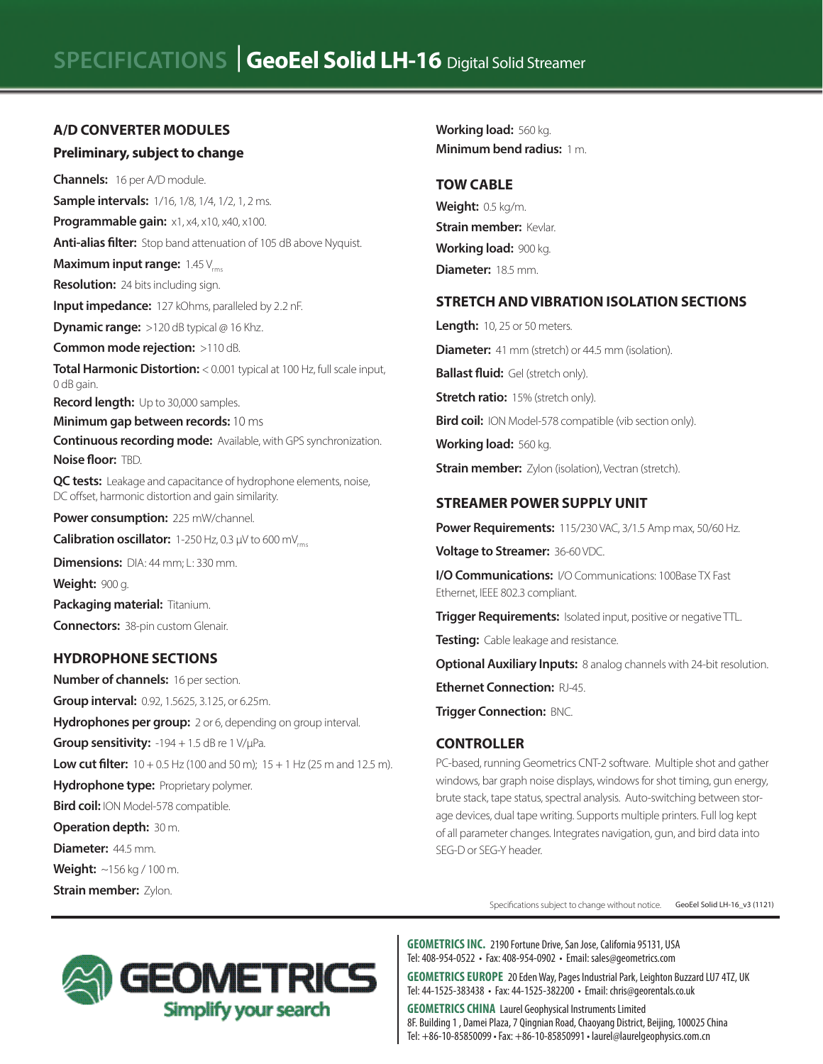# SPECIFICATIONS | GeoEel Solid LH-16 Digital Solid Streamer

## A/D CONVERTER MODULES

### Preliminary, subject to change

**Channels:** 16 per A/D module.

**Sample intervals:** 1/16, 1/8, 1/4, 1/2, 1, 2 ms.

**Programmable gain:** x1, x4, x10, x40, x100.

**Anti-alias filter:** Stop band attenuation of 105 dB above Nyquist.

**Maximum input range:** 1.45 $V_{rms}$

**Resolution:** 24 bits including sign.

**Input impedance:** 127 kOhms, paralleled by 2.2 nF.

**Dynamic range:** >120 dB typical @ 16 Khz.

**Common mode rejection:** >110 dB.

**Total Harmonic Distortion:** < 0.001 typical at 100 Hz, full scale input, 0 dB gain.

**Record length:** Up to 30,000 samples.

**Minimum gap between records:** 10 ms

**Continuous recording mode:** Available, with GPS synchronization.

**Noise floor:** TBD.

**QC tests:** Leakage and capacitance of hydrophone elements, noise, DC offset, harmonic distortion and gain similarity.

**Power consumption:** 225 mW/channel.

**Calibration oscillator:** 1-250 Hz, 0.3 µV to 600 $mV_{rms}$

**Dimensions:** DIA: 44 mm; L: 330 mm.

**Weight:** 900 g.

**Packaging material:** Titanium.

**Connectors:** 38-pin custom Glenair.

## HYDROPHONE SECTIONS

**Number of channels:** 16 per section.

**Group interval:** 0.92, 1.5625, 3.125, or 6.25m.

**Hydrophones per group:** 2 or 6, depending on group interval.

**Group sensitivity:** -194 + 1.5 dB re 1 V/µPa.

**Low cut filter:** 10 + 0.5 Hz (100 and 50 m); 15 + 1 Hz (25 m and 12.5 m).

**Hydrophone type:** Proprietary polymer.

**Bird coil:** ION Model-578 compatible.

**Operation depth:** 30 m.

**Diameter:** 44.5 mm.

**Weight:** ~156 kg / 100 m.

**Strain member:** Zylon.

**Working load:** 560 kg.

**Minimum bend radius:** 1 m.

## TOW CABLE

**Weight:** 0.5 kg/m.

**Strain member:** Kevlar.

**Working load:** 900 kg.

**Diameter:** 18.5 mm.

## STRETCH AND VIBRATION ISOLATION SECTIONS

**Length:** 10, 25 or 50 meters.

**Diameter:** 41 mm (stretch) or 44.5 mm (isolation).

**Ballast fluid:** Gel (stretch only).

**Stretch ratio:** 15% (stretch only).

**Bird coil:** ION Model-578 compatible (vib section only).

**Working load:** 560 kg.

**Strain member:** Zylon (isolation), Vectran (stretch).

## STREAMER POWER SUPPLY UNIT

**Power Requirements:** 115/230 VAC, 3/1.5 Amp max, 50/60 Hz.

**Voltage to Streamer:** 36-60 VDC.

**I/O Communications:** I/O Communications: 100Base TX Fast Ethernet, IEEE 802.3 compliant.

**Trigger Requirements:** Isolated input, positive or negative TTL.

**Testing:** Cable leakage and resistance.

**Optional Auxiliary Inputs:** 8 analog channels with 24-bit resolution.

**Ethernet Connection:** RJ-45.

**Trigger Connection:** BNC.

## CONTROLLER

PC-based, running Geometrics CNT-2 software. Multiple shot and gather windows, bar graph noise displays, windows for shot timing, gun energy, brute stack, tape status, spectral analysis. Auto-switching between storage devices, dual tape writing. Supports multiple printers. Full log kept of all parameter changes. Integrates navigation, gun, and bird data into SEG-D or SEG-Y header.

Specifications subject to change without notice. GeoEel Solid LH-16_v3 (1121)

GEOMETRICS
Simplify your search

**GEOMETRICS INC.** 2190 Fortune Drive, San Jose, California 95131, USA
Tel: 408-954-0522 • Fax: 408-954-0902 • Email: sales@geometrics.com

**GEOMETRICS EUROPE** 20 Eden Way, Pages Industrial Park, Leighton Buzzard LU7 4TZ, UK
Tel: 44-1525-383438 • Fax: 44-1525-382200 • Email: chris@georentals.co.uk

**GEOMETRICS CHINA** Laurel Geophysical Instruments Limited
8F. Building 1 , Damei Plaza, 7 Qingnian Road, Chaoyang District, Beijing, 100025 China
Tel: +86-10-85850099 • Fax: +86-10-85850991 • laurel@laurelgeophysics.com.cn